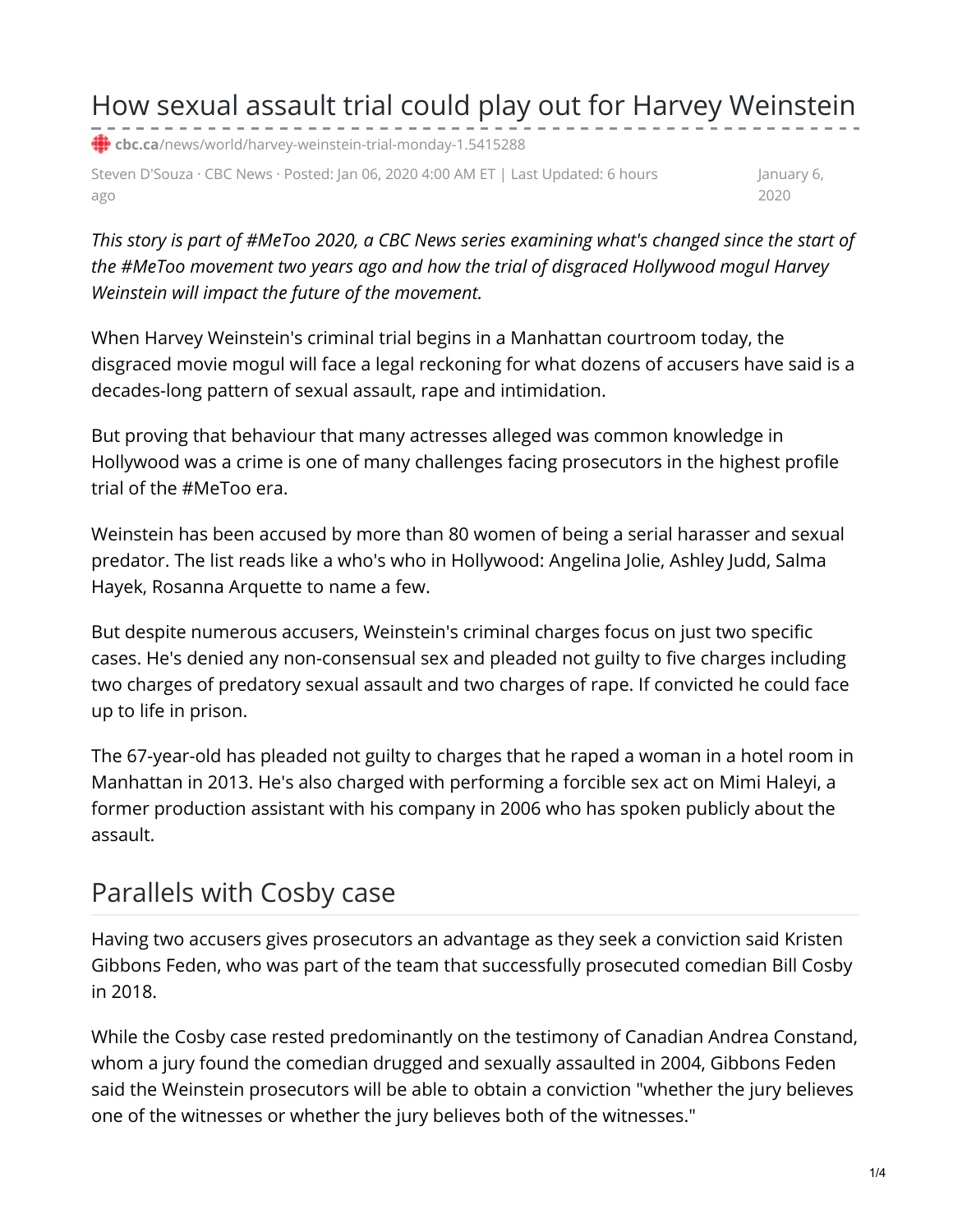# How sexual assault trial could play out for Harvey Weinstein

cbc.ca/news/world/harvey-weinstein-trial-monday-1.5415288

Steven D'Souza · CBC News · Posted: Jan 06, 2020 4:00 AM ET | Last Updated: 6 hours ago

January 6, 2020

*This story is part of #MeToo 2020, a CBC News series examining what's changed since the start of the #MeToo movement two years ago and how the trial of disgraced Hollywood mogul Harvey Weinstein will impact the future of the movement.*

When Harvey Weinstein's criminal trial begins in a Manhattan courtroom today, the disgraced movie mogul will face a legal reckoning for what dozens of accusers have said is a decades-long pattern of sexual assault, rape and intimidation.

But proving that behaviour that many actresses alleged was common knowledge in Hollywood was a crime is one of many challenges facing prosecutors in the highest profile trial of the #MeToo era.

Weinstein has been accused by more than 80 women of being a serial harasser and sexual predator. The list reads like a who's who in Hollywood: Angelina Jolie, Ashley Judd, Salma Hayek, Rosanna Arquette to name a few.

But despite numerous accusers, Weinstein's criminal charges focus on just two specific cases. He's denied any non-consensual sex and pleaded not guilty to five charges including two charges of predatory sexual assault and two charges of rape. If convicted he could face up to life in prison.

The 67-year-old has pleaded not guilty to charges that he raped a woman in a hotel room in Manhattan in 2013. He's also charged with performing a forcible sex act on Mimi Haleyi, a former production assistant with his company in 2006 who has spoken publicly about the assault.

## Parallels with Cosby case

Having two accusers gives prosecutors an advantage as they seek a conviction said Kristen Gibbons Feden, who was part of the team that successfully prosecuted comedian Bill Cosby in 2018.

While the Cosby case rested predominantly on the testimony of Canadian Andrea Constand, whom a jury found the comedian drugged and sexually assaulted in 2004, Gibbons Feden said the Weinstein prosecutors will be able to obtain a conviction "whether the jury believes one of the witnesses or whether the jury believes both of the witnesses."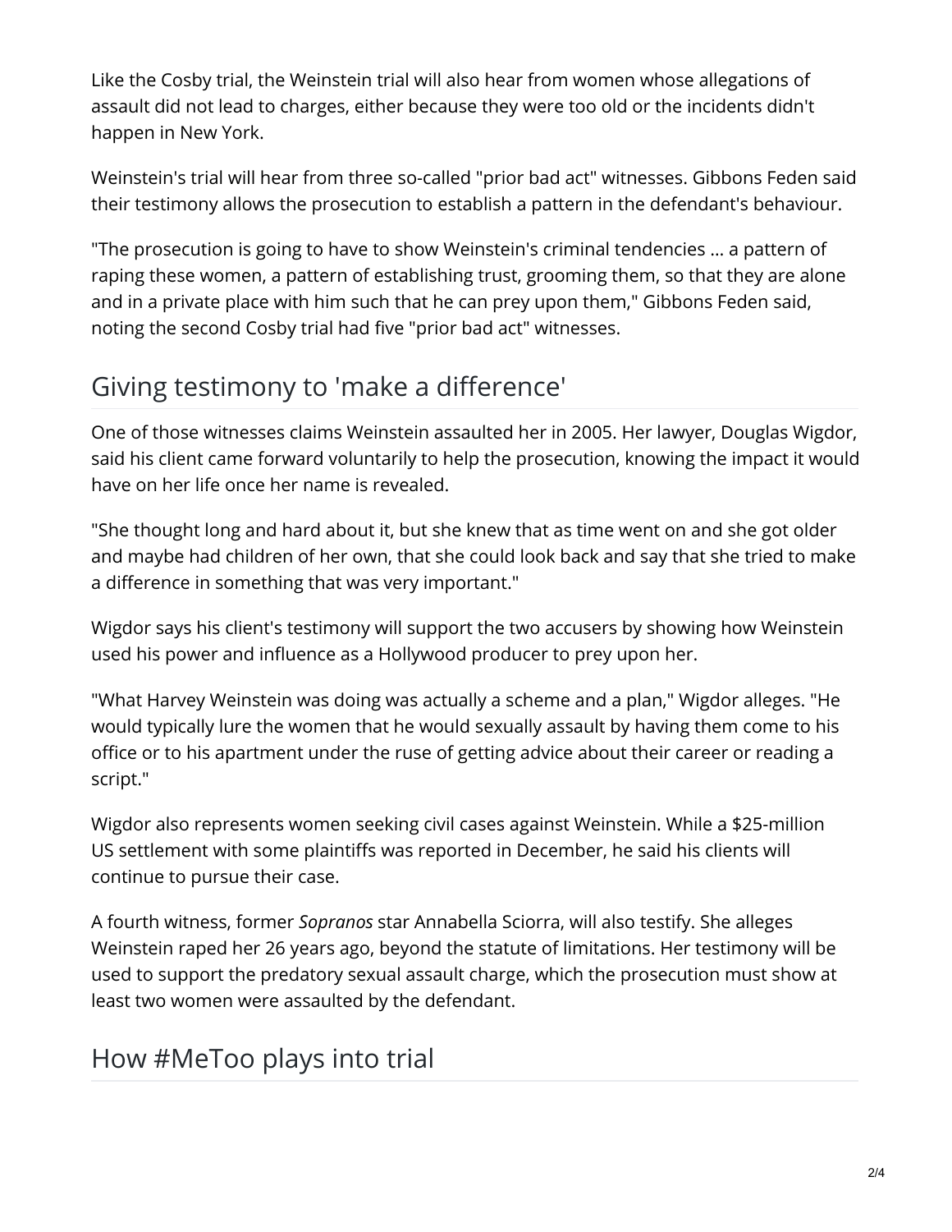Like the Cosby trial, the Weinstein trial will also hear from women whose allegations of assault did not lead to charges, either because they were too old or the incidents didn't happen in New York.

Weinstein's trial will hear from three so-called "prior bad act" witnesses. Gibbons Feden said their testimony allows the prosecution to establish a pattern in the defendant's behaviour.

"The prosecution is going to have to show Weinstein's criminal tendencies ... a pattern of raping these women, a pattern of establishing trust, grooming them, so that they are alone and in a private place with him such that he can prey upon them," Gibbons Feden said, noting the second Cosby trial had five "prior bad act" witnesses.

## Giving testimony to 'make a difference'

One of those witnesses claims Weinstein assaulted her in 2005. Her lawyer, Douglas Wigdor, said his client came forward voluntarily to help the prosecution, knowing the impact it would have on her life once her name is revealed.

"She thought long and hard about it, but she knew that as time went on and she got older and maybe had children of her own, that she could look back and say that she tried to make a difference in something that was very important."

Wigdor says his client's testimony will support the two accusers by showing how Weinstein used his power and influence as a Hollywood producer to prey upon her.

"What Harvey Weinstein was doing was actually a scheme and a plan," Wigdor alleges. "He would typically lure the women that he would sexually assault by having them come to his office or to his apartment under the ruse of getting advice about their career or reading a script."

Wigdor also represents women seeking civil cases against Weinstein. While a $25-million US settlement with some plaintiffs was reported in December, he said his clients will continue to pursue their case.

A fourth witness, former *Sopranos* star Annabella Sciorra, will also testify. She alleges Weinstein raped her 26 years ago, beyond the statute of limitations. Her testimony will be used to support the predatory sexual assault charge, which the prosecution must show at least two women were assaulted by the defendant.

## How #MeToo plays into trial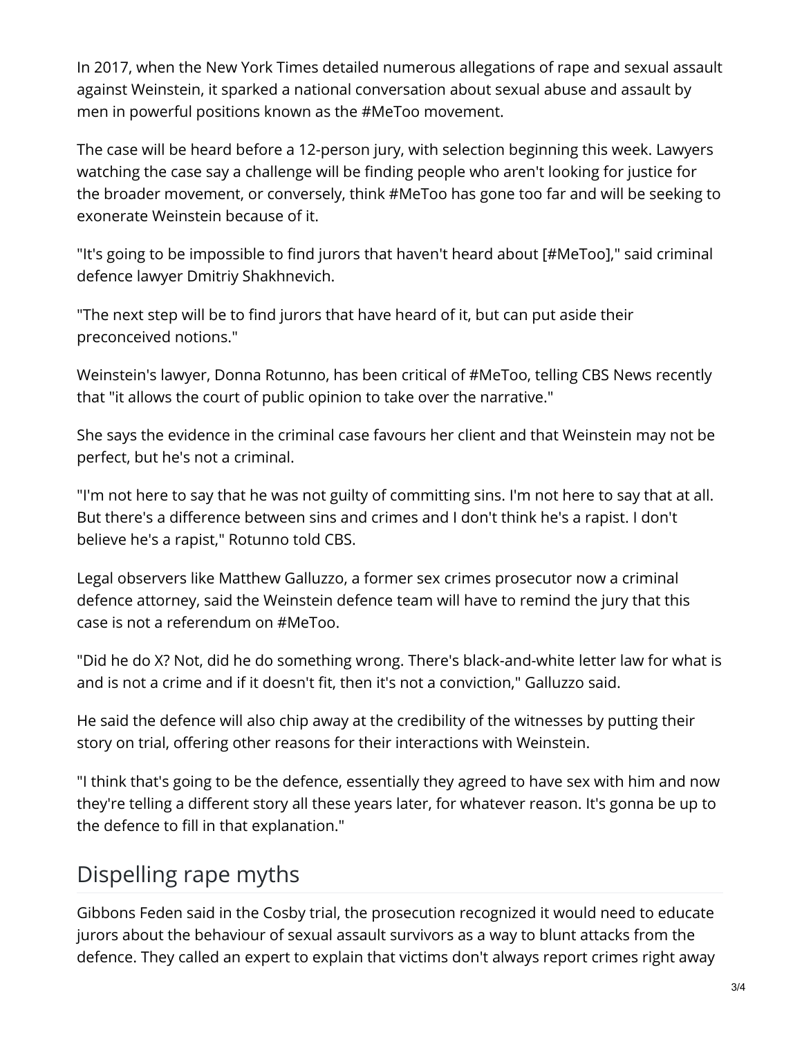In 2017, when the New York Times detailed numerous allegations of rape and sexual assault against Weinstein, it sparked a national conversation about sexual abuse and assault by men in powerful positions known as the #MeToo movement.

The case will be heard before a 12-person jury, with selection beginning this week. Lawyers watching the case say a challenge will be finding people who aren't looking for justice for the broader movement, or conversely, think #MeToo has gone too far and will be seeking to exonerate Weinstein because of it.

"It's going to be impossible to find jurors that haven't heard about [#MeToo]," said criminal defence lawyer Dmitriy Shakhnevich.

"The next step will be to find jurors that have heard of it, but can put aside their preconceived notions."

Weinstein's lawyer, Donna Rotunno, has been critical of #MeToo, telling CBS News recently that "it allows the court of public opinion to take over the narrative."

She says the evidence in the criminal case favours her client and that Weinstein may not be perfect, but he's not a criminal.

"I'm not here to say that he was not guilty of committing sins. I'm not here to say that at all. But there's a difference between sins and crimes and I don't think he's a rapist. I don't believe he's a rapist," Rotunno told CBS.

Legal observers like Matthew Galluzzo, a former sex crimes prosecutor now a criminal defence attorney, said the Weinstein defence team will have to remind the jury that this case is not a referendum on #MeToo.

"Did he do X? Not, did he do something wrong. There's black-and-white letter law for what is and is not a crime and if it doesn't fit, then it's not a conviction," Galluzzo said.

He said the defence will also chip away at the credibility of the witnesses by putting their story on trial, offering other reasons for their interactions with Weinstein.

"I think that's going to be the defence, essentially they agreed to have sex with him and now they're telling a different story all these years later, for whatever reason. It's gonna be up to the defence to fill in that explanation."

## Dispelling rape myths

Gibbons Feden said in the Cosby trial, the prosecution recognized it would need to educate jurors about the behaviour of sexual assault survivors as a way to blunt attacks from the defence. They called an expert to explain that victims don't always report crimes right away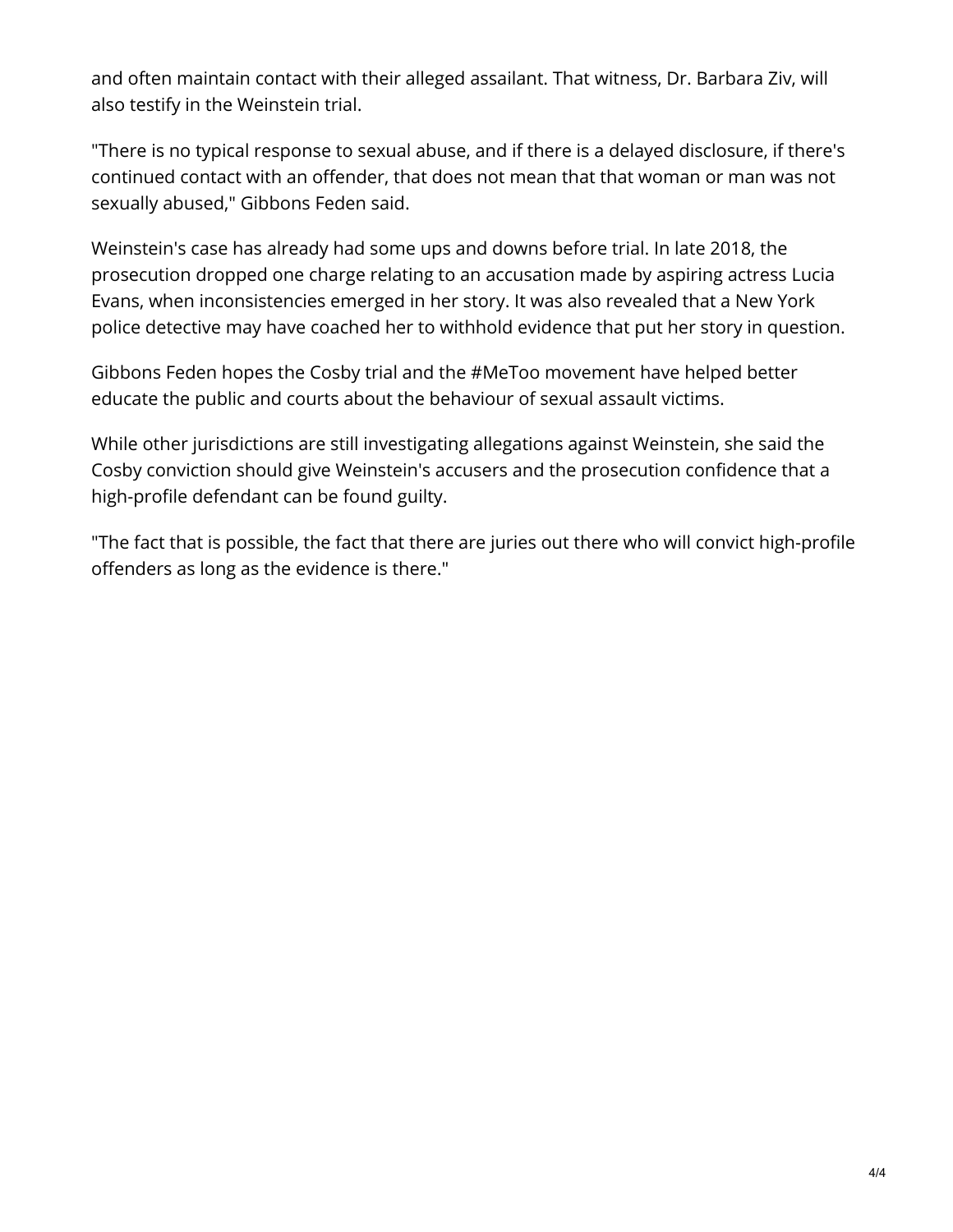and often maintain contact with their alleged assailant. That witness, Dr. Barbara Ziv, will also testify in the Weinstein trial.

"There is no typical response to sexual abuse, and if there is a delayed disclosure, if there's continued contact with an offender, that does not mean that that woman or man was not sexually abused," Gibbons Feden said.

Weinstein's case has already had some ups and downs before trial. In late 2018, the prosecution dropped one charge relating to an accusation made by aspiring actress Lucia Evans, when inconsistencies emerged in her story. It was also revealed that a New York police detective may have coached her to withhold evidence that put her story in question.

Gibbons Feden hopes the Cosby trial and the #MeToo movement have helped better educate the public and courts about the behaviour of sexual assault victims.

While other jurisdictions are still investigating allegations against Weinstein, she said the Cosby conviction should give Weinstein's accusers and the prosecution confidence that a high-profile defendant can be found guilty.

"The fact that is possible, the fact that there are juries out there who will convict high-profile offenders as long as the evidence is there."